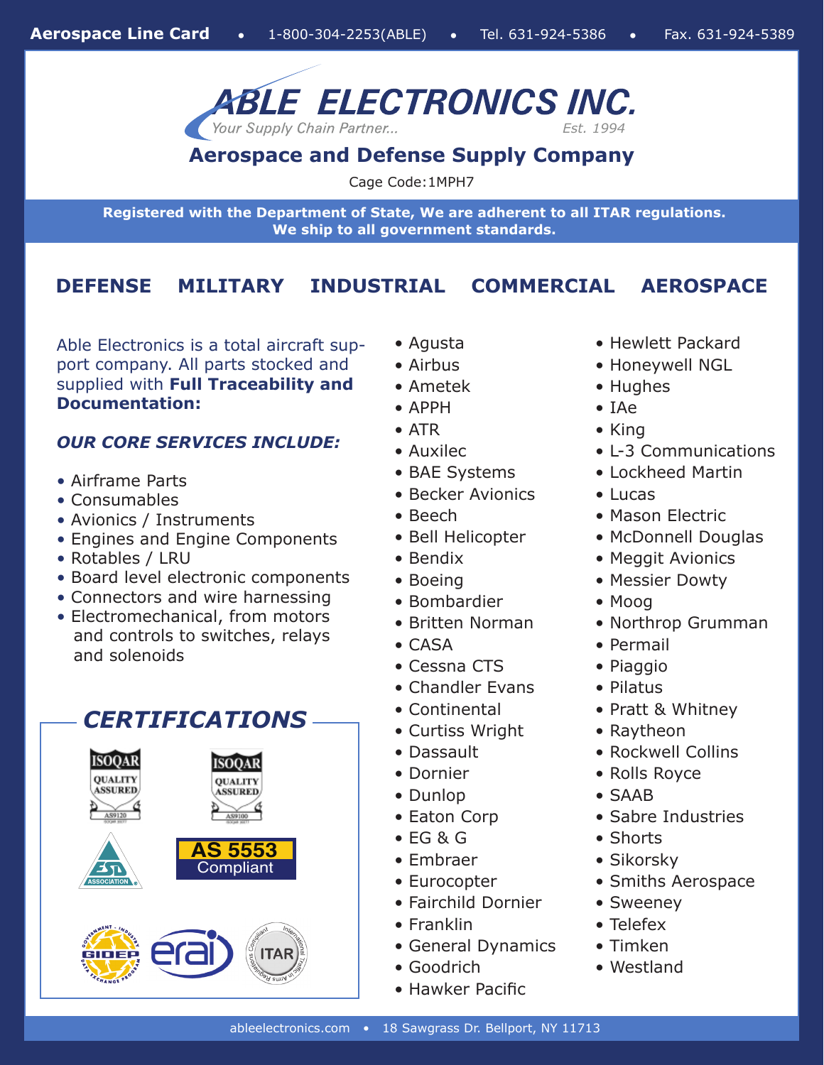**Aerospace Line Card** • 1-800-304-2253(ABLE) • Tel. 631-924-5386 • Fax. 631-924-5389

# ABLE ELECTRONICS INC.

*Your Supply Chain Partner...* *Est. 1994*

## Aerospace and Defense Supply Company

Cage Code:1MPH7

**Registered with the Department of State, We are adherent to all ITAR regulations.**
**We ship to all government standards.**

## DEFENSE MILITARY INDUSTRIAL COMMERCIAL AEROSPACE

Able Electronics is a total aircraft support company. All parts stocked and supplied with **Full Traceability and Documentation:**

### *OUR CORE SERVICES INCLUDE:*

- Airframe Parts
- Consumables
- Avionics / Instruments
- Engines and Engine Components
- Rotables / LRU
- Board level electronic components
- Connectors and wire harnessing
- Electromechanical, from motors and controls to switches, relays and solenoids

## *CERTIFICATIONS*

ISOQAR Quality Assured AS9120

ISOQAR Quality Assured AS9100

ESD Association

AS 5553 Compliant

GIDEP Government-Industry Data Exchange Program

erai

ITAR Compliant International Traffic in Arms Regulations

- Agusta
- Airbus
- Ametek
- APPH
- ATR
- Auxilec
- BAE Systems
- Becker Avionics
- Beech
- Bell Helicopter
- Bendix
- Boeing
- Bombardier
- Britten Norman
- CASA
- Cessna CTS
- Chandler Evans
- Continental
- Curtiss Wright
- Dassault
- Dornier
- Dunlop
- Eaton Corp
- EG & G
- Embraer
- Eurocopter
- Fairchild Dornier
- Franklin
- General Dynamics
- Goodrich
- Hawker Pacific
- Hewlett Packard
- Honeywell NGL
- Hughes
- IAe
- King
- L-3 Communications
- Lockheed Martin
- Lucas
- Mason Electric
- McDonnell Douglas
- Meggit Avionics
- Messier Dowty
- Moog
- Northrop Grumman
- Permail
- Piaggio
- Pilatus
- Pratt & Whitney
- Raytheon
- Rockwell Collins
- Rolls Royce
- SAAB
- Sabre Industries
- Shorts
- Sikorsky
- Smiths Aerospace
- Sweeney
- Telefex
- Timken
- Westland

ableelectronics.com • 18 Sawgrass Dr. Bellport, NY 11713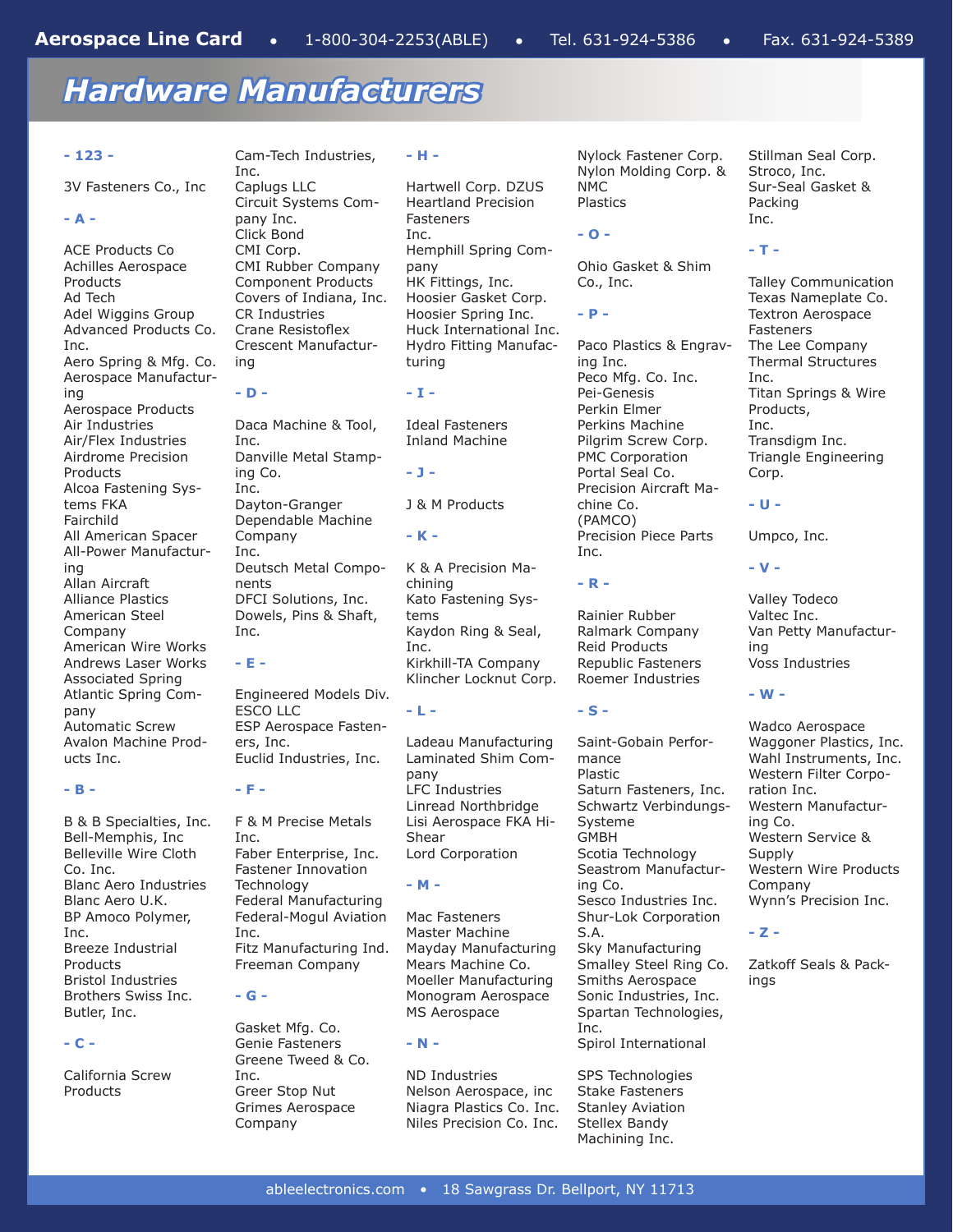# Hardware Manufacturers

**- 123 -**

3V Fasteners Co., Inc

**- A -**

ACE Products Co
Achilles Aerospace Products
Ad Tech
Adel Wiggins Group
Advanced Products Co. Inc.
Aero Spring & Mfg. Co.
Aerospace Manufacturing
Aerospace Products
Air Industries
Air/Flex Industries
Airdrome Precision Products
Alcoa Fastening Systems FKA Fairchild
All American Spacer
All-Power Manufacturing
Allan Aircraft
Alliance Plastics
American Steel Company
American Wire Works
Andrews Laser Works
Associated Spring
Atlantic Spring Company
Automatic Screw
Avalon Machine Products Inc.

**- B -**

B & B Specialties, Inc.
Bell-Memphis, Inc
Belleville Wire Cloth Co. Inc.
Blanc Aero Industries
Blanc Aero U.K.
BP Amoco Polymer, Inc.
Breeze Industrial Products
Bristol Industries
Brothers Swiss Inc.
Butler, Inc.

**- C -**

California Screw Products
Cam-Tech Industries, Inc.
Caplugs LLC
Circuit Systems Company Inc.
Click Bond
CMI Corp.
CMI Rubber Company
Component Products
Covers of Indiana, Inc.
CR Industries
Crane Resistoflex
Crescent Manufacturing

**- D -**

Daca Machine & Tool, Inc.
Danville Metal Stamping Co. Inc.
Dayton-Granger
Dependable Machine Company Inc.
Deutsch Metal Components
DFCI Solutions, Inc.
Dowels, Pins & Shaft, Inc.

**- E -**

Engineered Models Div.
ESCO LLC
ESP Aerospace Fasteners, Inc.
Euclid Industries, Inc.

**- F -**

F & M Precise Metals Inc.
Faber Enterprise, Inc.
Fastener Innovation Technology
Federal Manufacturing
Federal-Mogul Aviation Inc.
Fitz Manufacturing Ind.
Freeman Company

**- G -**

Gasket Mfg. Co.
Genie Fasteners
Greene Tweed & Co. Inc.
Greer Stop Nut
Grimes Aerospace Company

**- H -**

Hartwell Corp. DZUS
Heartland Precision Fasteners Inc.
Hemphill Spring Company
HK Fittings, Inc.
Hoosier Gasket Corp.
Hoosier Spring Inc.
Huck International Inc.
Hydro Fitting Manufacturing

**- I -**

Ideal Fasteners
Inland Machine

**- J -**

J & M Products

**- K -**

K & A Precision Machining
Kato Fastening Systems
Kaydon Ring & Seal, Inc.
Kirkhill-TA Company
Klincher Locknut Corp.

**- L -**

Ladeau Manufacturing
Laminated Shim Company
LFC Industries
Linread Northbridge
Lisi Aerospace FKA Hi-Shear
Lord Corporation

**- M -**

Mac Fasteners
Master Machine
Mayday Manufacturing
Mears Machine Co.
Moeller Manufacturing
Monogram Aerospace
MS Aerospace

**- N -**

ND Industries
Nelson Aerospace, inc
Niagra Plastics Co. Inc.
Niles Precision Co. Inc.
Nylock Fastener Corp.
Nylon Molding Corp. & NMC Plastics

**- O -**

Ohio Gasket & Shim Co., Inc.

**- P -**

Paco Plastics & Engraving Inc.
Peco Mfg. Co. Inc.
Pei-Genesis
Perkin Elmer
Perkins Machine
Pilgrim Screw Corp.
PMC Corporation
Portal Seal Co.
Precision Aircraft Machine Co. (PAMCO)
Precision Piece Parts Inc.

**- R -**

Rainier Rubber
Ralmark Company
Reid Products
Republic Fasteners
Roemer Industries

**- S -**

Saint-Gobain Performance Plastic
Saturn Fasteners, Inc.
Schwartz Verbindungs-Systeme GMBH
Scotia Technology
Seastrom Manufacturing Co.
Sesco Industries Inc.
Shur-Lok Corporation S.A.
Sky Manufacturing
Smalley Steel Ring Co.
Smiths Aerospace
Sonic Industries, Inc.
Spartan Technologies, Inc.
Spirol International

SPS Technologies
Stake Fasteners
Stanley Aviation
Stellex Bandy Machining Inc.
Stillman Seal Corp.
Stroco, Inc.
Sur-Seal Gasket & Packing Inc.

**- T -**

Talley Communication
Texas Nameplate Co.
Textron Aerospace Fasteners
The Lee Company
Thermal Structures Inc.
Titan Springs & Wire Products, Inc.
Transdigm Inc.
Triangle Engineering Corp.

**- U -**

Umpco, Inc.

**- V -**

Valley Todeco
Valtec Inc.
Van Petty Manufacturing
Voss Industries

**- W -**

Wadco Aerospace
Waggoner Plastics, Inc.
Wahl Instruments, Inc.
Western Filter Corporation Inc.
Western Manufacturing Co.
Western Service & Supply
Western Wire Products Company
Wynn's Precision Inc.

**- Z -**

Zatkoff Seals & Packings